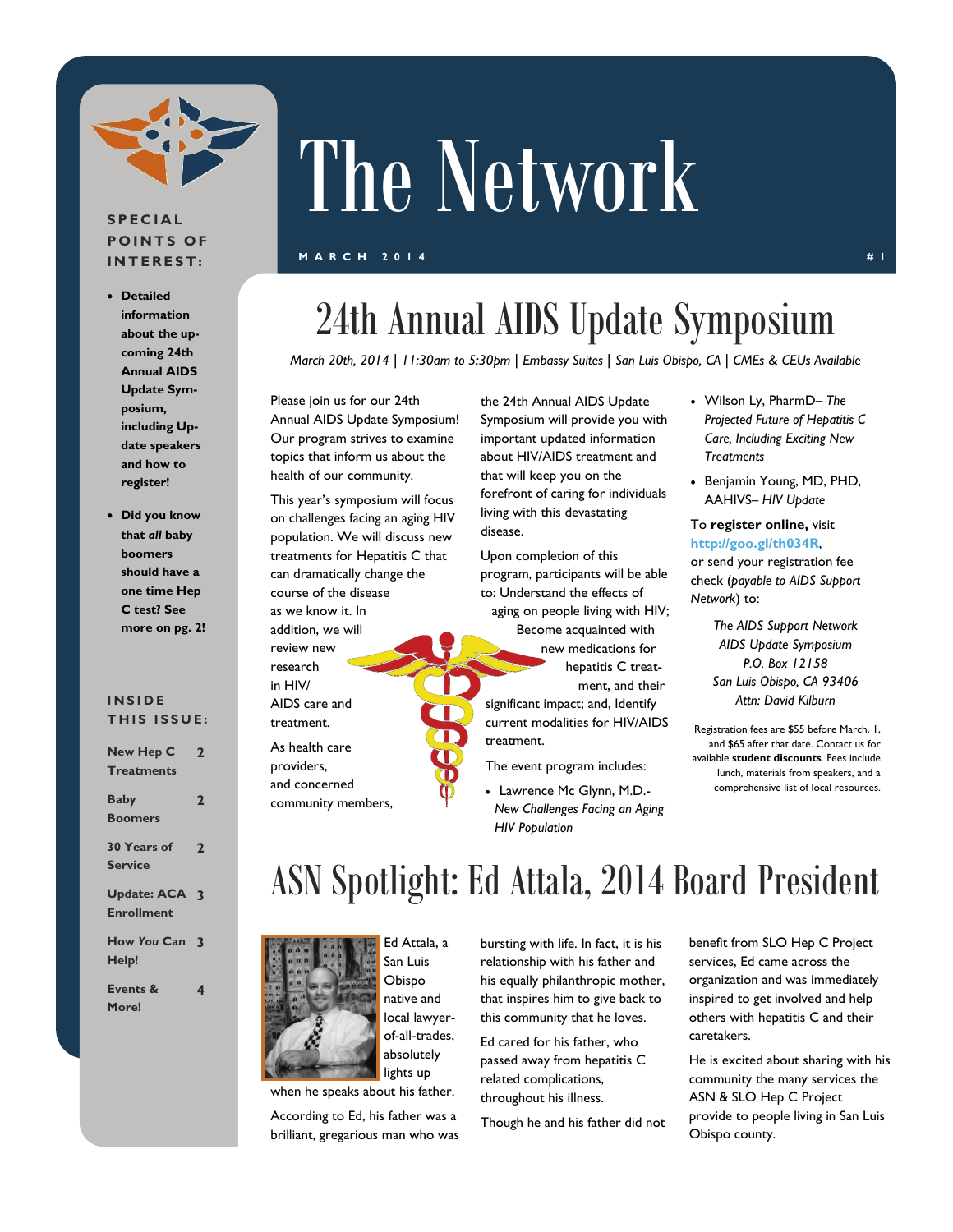# The Network

**MARCH 2014** **#1**

**SPECIAL POINTS OF INTEREST:**

- **Detailed information about the upcoming 24th Annual AIDS Update Symposium, including Update speakers and how to register!**
- **Did you know that *all* baby boomers should have a one time Hep C test? See more on pg. 2!**

**INSIDE THIS ISSUE:**

| | |
|---|---|
| New Hep C Treatments | 2 |
| Baby Boomers | 2 |
| 30 Years of Service | 2 |
| Update: ACA Enrollment | 3 |
| How *You* Can Help! | 3 |
| Events & More! | 4 |

## 24th Annual AIDS Update Symposium

*March 20th, 2014 | 11:30am to 5:30pm | Embassy Suites | San Luis Obispo, CA | CMEs & CEUs Available*

Please join us for our 24th Annual AIDS Update Symposium! Our program strives to examine topics that inform us about the health of our community.

This year's symposium will focus on challenges facing an aging HIV population. We will discuss new treatments for Hepatitis C that can dramatically change the course of the disease as we know it. In addition, we will review new research in HIV/AIDS care and treatment.

As health care providers, and concerned community members, the 24th Annual AIDS Update Symposium will provide you with important updated information about HIV/AIDS treatment and that will keep you on the forefront of caring for individuals living with this devastating disease.

Upon completion of this program, participants will be able to: Understand the effects of aging on people living with HIV; Become acquainted with new medications for hepatitis C treatment, and their significant impact; and, Identify current modalities for HIV/AIDS treatment.

The event program includes:

- Lawrence Mc Glynn, M.D.- *New Challenges Facing an Aging HIV Population*
- Wilson Ly, PharmD– *The Projected Future of Hepatitis C Care, Including Exciting New Treatments*
- Benjamin Young, MD, PHD, AAHIVS– *HIV Update*

To **register online,** visit **http://goo.gl/th034R**, or send your registration fee check (*payable to AIDS Support Network*) to:

*The AIDS Support Network*
*AIDS Update Symposium*
*P.O. Box 12158*
*San Luis Obispo, CA 93406*
*Attn: David Kilburn*

Registration fees are $55 before March, 1, and $65 after that date. Contact us for available **student discounts**. Fees include lunch, materials from speakers, and a comprehensive list of local resources.

## ASN Spotlight: Ed Attala, 2014 Board President

Ed Attala, a San Luis Obispo native and local lawyer-of-all-trades, absolutely lights up when he speaks about his father.

According to Ed, his father was a brilliant, gregarious man who was bursting with life. In fact, it is his relationship with his father and his equally philanthropic mother, that inspires him to give back to this community that he loves.

Ed cared for his father, who passed away from hepatitis C related complications, throughout his illness.

Though he and his father did not benefit from SLO Hep C Project services, Ed came across the organization and was immediately inspired to get involved and help others with hepatitis C and their caretakers.

He is excited about sharing with his community the many services the ASN & SLO Hep C Project provide to people living in San Luis Obispo county.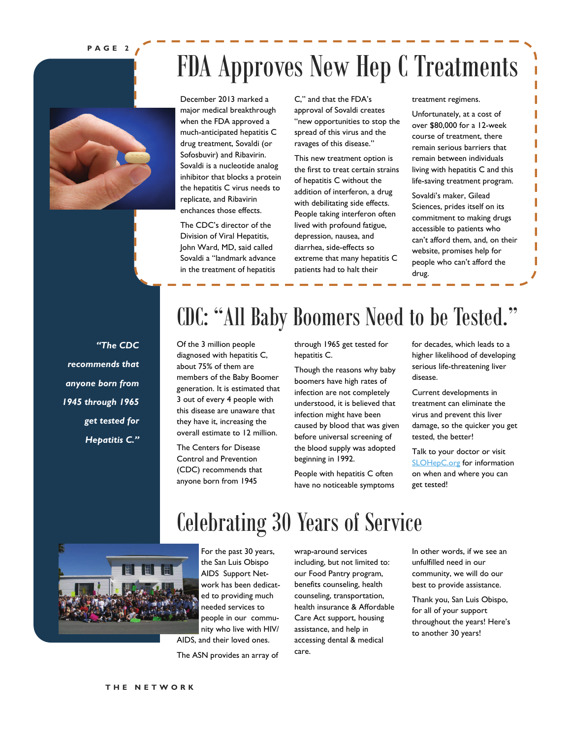# FDA Approves New Hep C Treatments

December 2013 marked a major medical breakthrough when the FDA approved a much-anticipated hepatitis C drug treatment, Sovaldi (or Sofosbuvir) and Ribavirin. Sovaldi is a nucleotide analog inhibitor that blocks a protein the hepatitis C virus needs to replicate, and Ribavirin enchances those effects.

The CDC's director of the Division of Viral Hepatitis, John Ward, MD, said called Sovaldi a "landmark advance in the treatment of hepatitis C," and that the FDA's approval of Sovaldi creates "new opportunities to stop the spread of this virus and the ravages of this disease."

This new treatment option is the first to treat certain strains of hepatitis C without the addition of interferon, a drug with debilitating side effects. People taking interferon often lived with profound fatigue, depression, nausea, and diarrhea, side-effects so extreme that many hepatitis C patients had to halt their treatment regimens.

Unfortunately, at a cost of over $80,000 for a 12-week course of treatment, there remain serious barriers that remain between individuals living with hepatitis C and this life-saving treatment program.

Sovaldi's maker, Gilead Sciences, prides itself on its commitment to making drugs accessible to patients who can't afford them, and, on their website, promises help for people who can't afford the drug.

# CDC: "All Baby Boomers Need to be Tested."

*"The CDC recommends that anyone born from 1945 through 1965 get tested for Hepatitis C."*

Of the 3 million people diagnosed with hepatitis C, about 75% of them are members of the Baby Boomer generation. It is estimated that 3 out of every 4 people with this disease are unaware that they have it, increasing the overall estimate to 12 million.

The Centers for Disease Control and Prevention (CDC) recommends that anyone born from 1945 through 1965 get tested for hepatitis C.

Though the reasons why baby boomers have high rates of infection are not completely understood, it is believed that infection might have been caused by blood that was given before universal screening of the blood supply was adopted beginning in 1992.

People with hepatitis C often have no noticeable symptoms for decades, which leads to a higher likelihood of developing serious life-threatening liver disease.

Current developments in treatment can eliminate the virus and prevent this liver damage, so the quicker you get tested, the better!

Talk to your doctor or visit SLOHepC.org for information on when and where you can get tested!

# Celebrating 30 Years of Service

For the past 30 years, the San Luis Obispo AIDS Support Network has been dedicated to providing much needed services to people in our community who live with HIV/AIDS, and their loved ones.

The ASN provides an array of wrap-around services including, but not limited to: our Food Pantry program, benefits counseling, health counseling, transportation, health insurance & Affordable Care Act support, housing assistance, and help in accessing dental & medical care.

In other words, if we see an unfulfilled need in our community, we will do our best to provide assistance.

Thank you, San Luis Obispo, for all of your support throughout the years! Here's to another 30 years!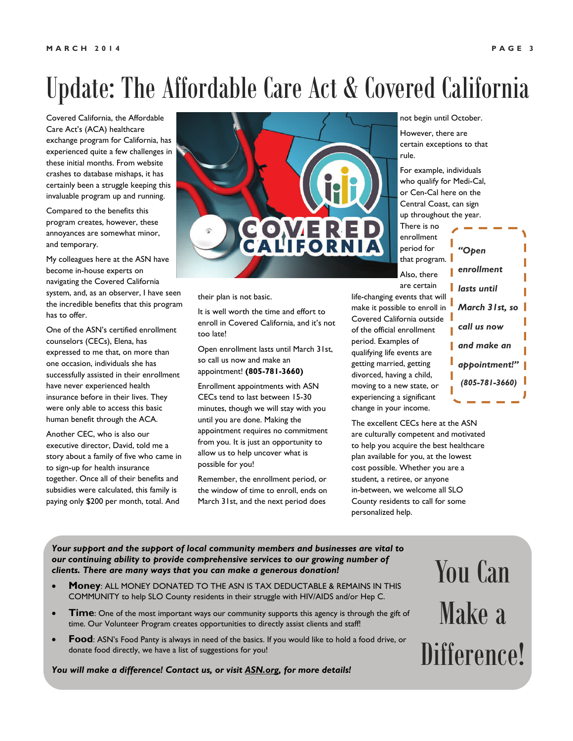# Update: The Affordable Care Act & Covered California

Covered California, the Affordable Care Act's (ACA) healthcare exchange program for California, has experienced quite a few challenges in these initial months. From website crashes to database mishaps, it has certainly been a struggle keeping this invaluable program up and running.

Compared to the benefits this program creates, however, these annoyances are somewhat minor, and temporary.

My colleagues here at the ASN have become in-house experts on navigating the Covered California system, and, as an observer, I have seen the incredible benefits that this program has to offer.

One of the ASN's certified enrollment counselors (CECs), Elena, has expressed to me that, on more than one occasion, individuals she has successfully assisted in their enrollment have never experienced health insurance before in their lives. They were only able to access this basic human benefit through the ACA.

Another CEC, who is also our executive director, David, told me a story about a family of five who came in to sign-up for health insurance together. Once all of their benefits and subsidies were calculated, this family is paying only $200 per month, total. And their plan is not basic.

It is well worth the time and effort to enroll in Covered California, and it's not too late!

Open enrollment lasts until March 31st, so call us now and make an appointment! **(805-781-3660)**

Enrollment appointments with ASN CECs tend to last between 15-30 minutes, though we will stay with you until you are done. Making the appointment requires no commitment from you. It is just an opportunity to allow us to help uncover what is possible for you!

Remember, the enrollment period, or the window of time to enroll, ends on March 31st, and the next period does not begin until October.

However, there are certain exceptions to that rule.

For example, individuals who qualify for Medi-Cal, or Cen-Cal here on the Central Coast, can sign up throughout the year. There is no enrollment period for that program.

Also, there are certain life-changing events that will make it possible to enroll in Covered California outside of the official enrollment period. Examples of qualifying life events are getting married, getting divorced, having a child, moving to a new state, or experiencing a significant change in your income.

The excellent CECs here at the ASN are culturally competent and motivated to help you acquire the best healthcare plan available for you, at the lowest cost possible. Whether you are a student, a retiree, or anyone in-between, we welcome all SLO County residents to call for some personalized help.

> ***"Open enrollment lasts until March 31st, so call us now and make an appointment!"***
>
> ***(805-781-3660)***

## You Can Make a Difference!

***Your support and the support of local community members and businesses are vital to our continuing ability to provide comprehensive services to our growing number of clients. There are many ways that you can make a generous donation!***

- **Money**: ALL MONEY DONATED TO THE ASN IS TAX DEDUCTABLE & REMAINS IN THIS COMMUNITY to help SLO County residents in their struggle with HIV/AIDS and/or Hep C.
- **Time**: One of the most important ways our community supports this agency is through the gift of time. Our Volunteer Program creates opportunities to directly assist clients and staff!
- **Food**: ASN's Food Panty is always in need of the basics. If you would like to hold a food drive, or donate food directly, we have a list of suggestions for you!

***You will make a difference! Contact us, or visit ASN.org, for more details!***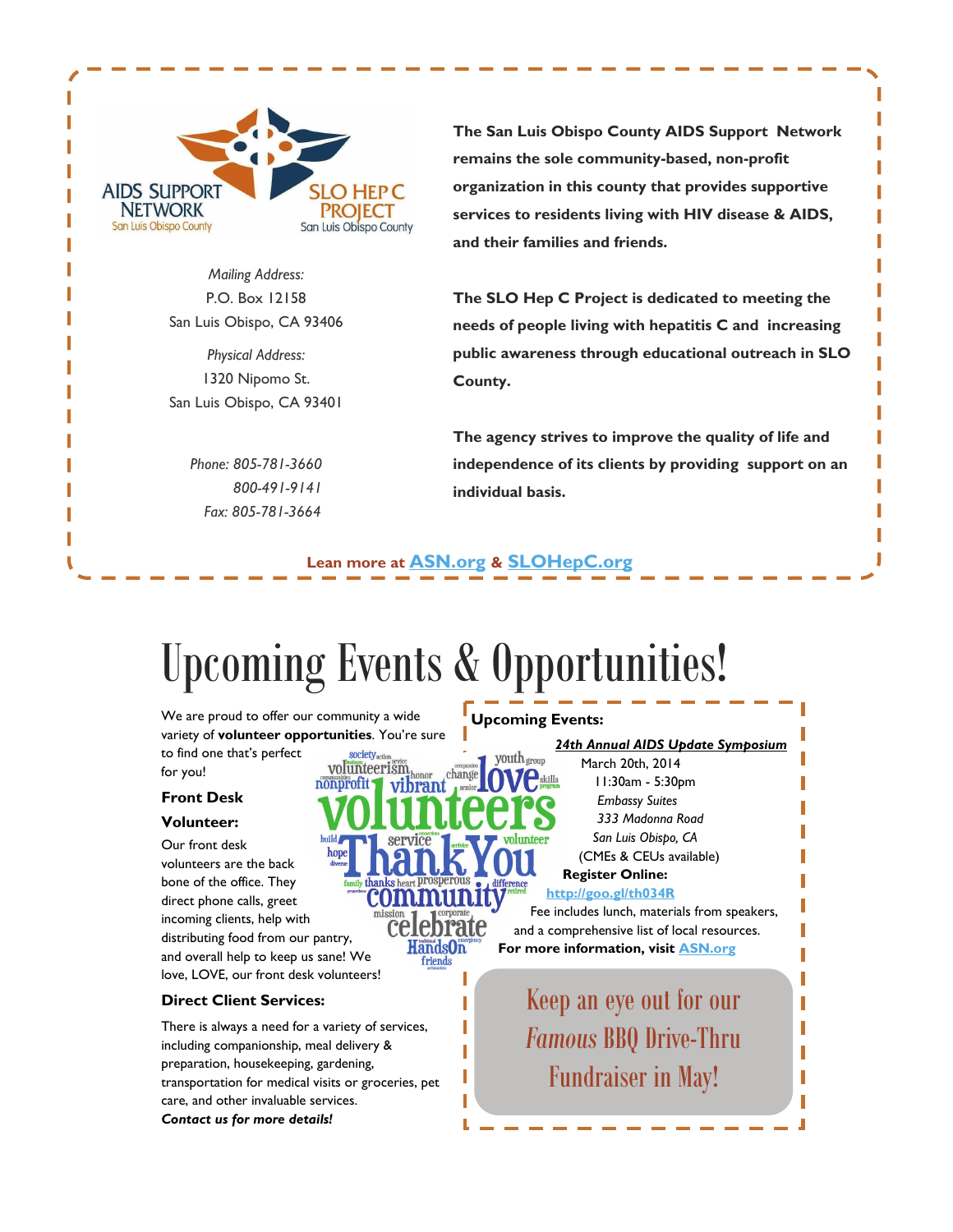AIDS SUPPORT NETWORK
San Luis Obispo County

SLO HEP C PROJECT
San Luis Obispo County

*Mailing Address:*
P.O. Box 12158
San Luis Obispo, CA 93406

*Physical Address:*
1320 Nipomo St.
San Luis Obispo, CA 93401

*Phone: 805-781-3660*
*800-491-9141*
*Fax: 805-781-3664*

**The San Luis Obispo County AIDS Support Network remains the sole community-based, non-profit organization in this county that provides supportive services to residents living with HIV disease & AIDS, and their families and friends.**

**The SLO Hep C Project is dedicated to meeting the needs of people living with hepatitis C and increasing public awareness through educational outreach in SLO County.**

**The agency strives to improve the quality of life and independence of its clients by providing support on an individual basis.**

**Lean more at ASN.org & SLOHepC.org**

# Upcoming Events & Opportunities!

We are proud to offer our community a wide variety of **volunteer opportunities**. You're sure to find one that's perfect for you!

### Front Desk Volunteer:

Our front desk volunteers are the back bone of the office. They direct phone calls, greet incoming clients, help with distributing food from our pantry, and overall help to keep us sane! We love, LOVE, our front desk volunteers!

### Direct Client Services:

There is always a need for a variety of services, including companionship, meal delivery & preparation, housekeeping, gardening, transportation for medical visits or groceries, pet care, and other invaluable services.
***Contact us for more details!***

### Upcoming Events:

***24th Annual AIDS Update Symposium***
March 20th, 2014
11:30am - 5:30pm
*Embassy Suites*
*333 Madonna Road*
*San Luis Obispo, CA*
(CMEs & CEUs available)
**Register Online:**
**http://goo.gl/th034R**
Fee includes lunch, materials from speakers, and a comprehensive list of local resources.
**For more information, visit ASN.org**

Keep an eye out for our *Famous* BBQ Drive-Thru Fundraiser in May!